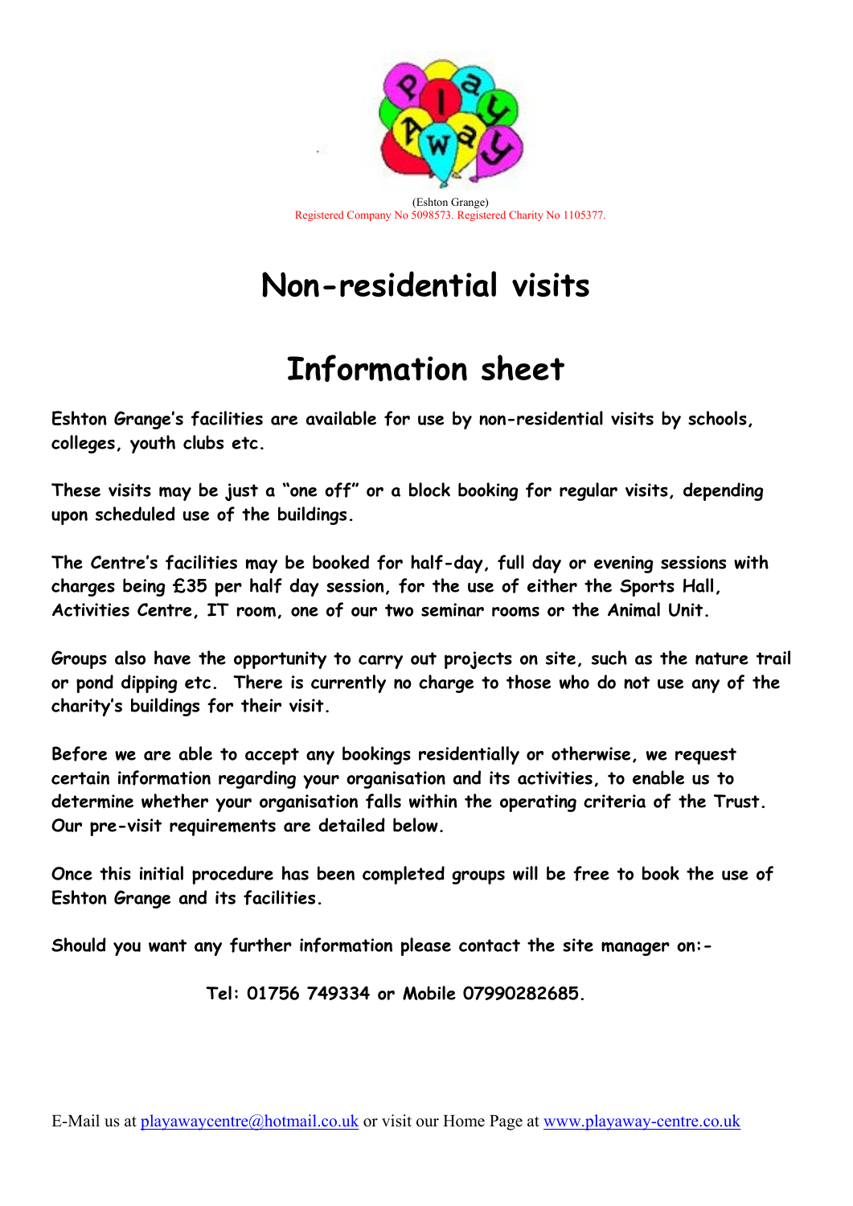(Eshton Grange)
Registered Company No 5098573. Registered Charity No 1105377.

# Non-residential visits

# Information sheet

**Eshton Grange's facilities are available for use by non-residential visits by schools, colleges, youth clubs etc.**

**These visits may be just a "one off" or a block booking for regular visits, depending upon scheduled use of the buildings.**

**The Centre's facilities may be booked for half-day, full day or evening sessions with charges being £35 per half day session, for the use of either the Sports Hall, Activities Centre, IT room, one of our two seminar rooms or the Animal Unit.**

**Groups also have the opportunity to carry out projects on site, such as the nature trail or pond dipping etc. There is currently no charge to those who do not use any of the charity's buildings for their visit.**

**Before we are able to accept any bookings residentially or otherwise, we request certain information regarding your organisation and its activities, to enable us to determine whether your organisation falls within the operating criteria of the Trust. Our pre-visit requirements are detailed below.**

**Once this initial procedure has been completed groups will be free to book the use of Eshton Grange and its facilities.**

**Should you want any further information please contact the site manager on:-**

**Tel: 01756 749334 or Mobile 07990282685.**

E-Mail us at playawaycentre@hotmail.co.uk or visit our Home Page at www.playaway-centre.co.uk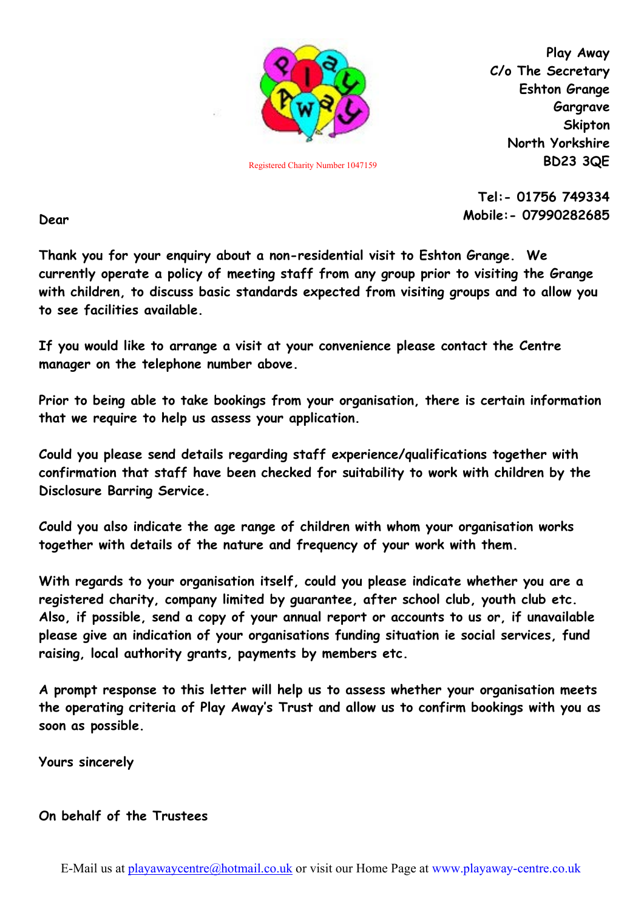Registered Charity Number 1047159

**Play Away**
**C/o The Secretary**
**Eshton Grange**
**Gargrave**
**Skipton**
**North Yorkshire**
**BD23 3QE**

**Tel:- 01756 749334**
**Mobile:- 07990282685**

**Dear**

**Thank you for your enquiry about a non-residential visit to Eshton Grange. We currently operate a policy of meeting staff from any group prior to visiting the Grange with children, to discuss basic standards expected from visiting groups and to allow you to see facilities available.**

**If you would like to arrange a visit at your convenience please contact the Centre manager on the telephone number above.**

**Prior to being able to take bookings from your organisation, there is certain information that we require to help us assess your application.**

**Could you please send details regarding staff experience/qualifications together with confirmation that staff have been checked for suitability to work with children by the Disclosure Barring Service.**

**Could you also indicate the age range of children with whom your organisation works together with details of the nature and frequency of your work with them.**

**With regards to your organisation itself, could you please indicate whether you are a registered charity, company limited by guarantee, after school club, youth club etc. Also, if possible, send a copy of your annual report or accounts to us or, if unavailable please give an indication of your organisations funding situation ie social services, fund raising, local authority grants, payments by members etc.**

**A prompt response to this letter will help us to assess whether your organisation meets the operating criteria of Play Away's Trust and allow us to confirm bookings with you as soon as possible.**

**Yours sincerely**

**On behalf of the Trustees**

E-Mail us at playawaycentre@hotmail.co.uk or visit our Home Page at www.playaway-centre.co.uk